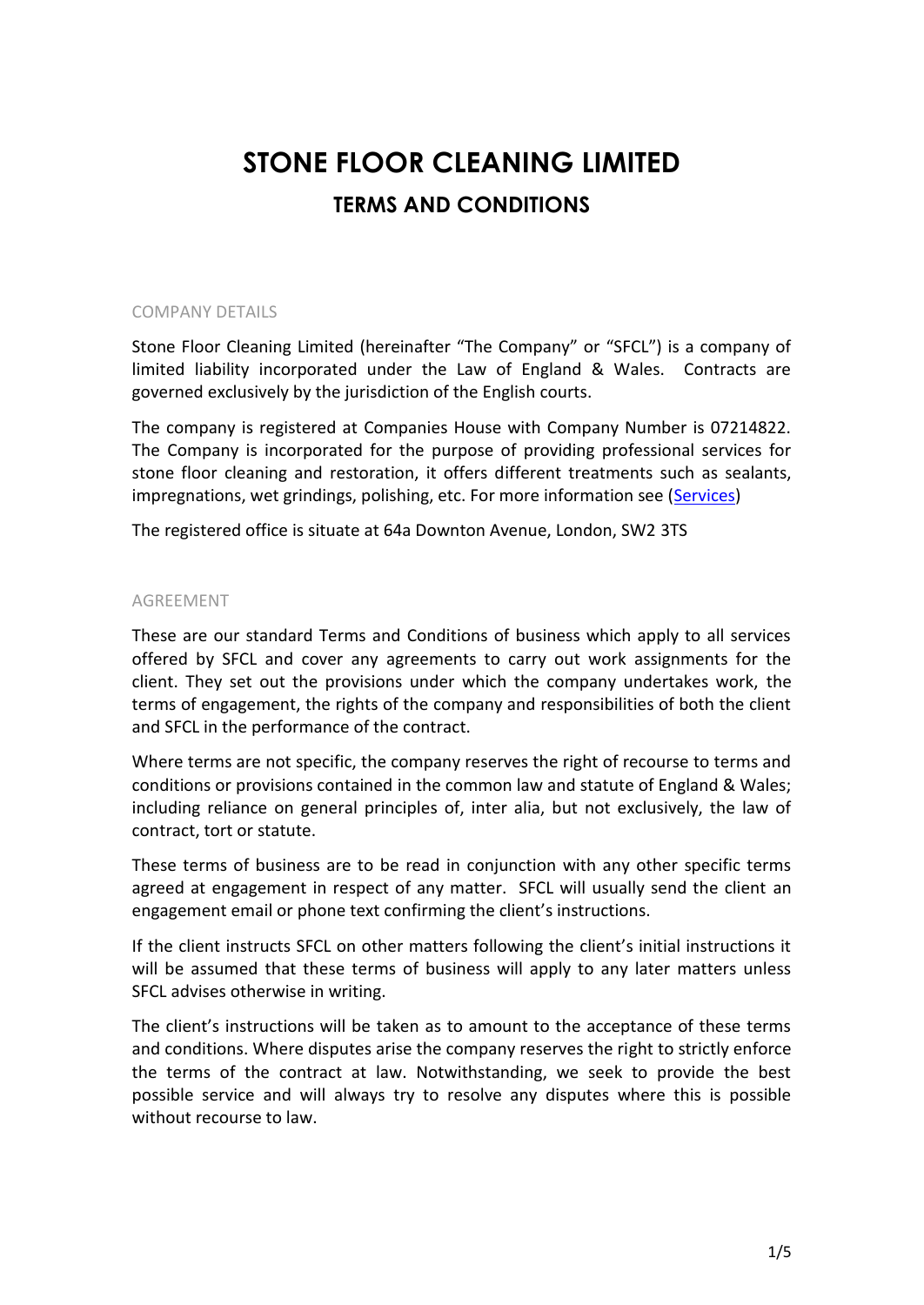# STONE FLOOR CLEANING LIMITED

## TERMS AND CONDITIONS

### COMPANY DETAILS

Stone Floor Cleaning Limited (hereinafter "The Company" or "SFCL") is a company of limited liability incorporated under the Law of England & Wales. Contracts are governed exclusively by the jurisdiction of the English courts.

The company is registered at Companies House with Company Number is 07214822. The Company is incorporated for the purpose of providing professional services for stone floor cleaning and restoration, it offers different treatments such as sealants, impregnations, wet grindings, polishing, etc. For more information see (Services)

The registered office is situate at 64a Downton Avenue, London, SW2 3TS

### AGREEMENT

These are our standard Terms and Conditions of business which apply to all services offered by SFCL and cover any agreements to carry out work assignments for the client. They set out the provisions under which the company undertakes work, the terms of engagement, the rights of the company and responsibilities of both the client and SFCL in the performance of the contract.

Where terms are not specific, the company reserves the right of recourse to terms and conditions or provisions contained in the common law and statute of England & Wales; including reliance on general principles of, inter alia, but not exclusively, the law of contract, tort or statute.

These terms of business are to be read in conjunction with any other specific terms agreed at engagement in respect of any matter. SFCL will usually send the client an engagement email or phone text confirming the client's instructions.

If the client instructs SFCL on other matters following the client's initial instructions it will be assumed that these terms of business will apply to any later matters unless SFCL advises otherwise in writing.

The client's instructions will be taken as to amount to the acceptance of these terms and conditions. Where disputes arise the company reserves the right to strictly enforce the terms of the contract at law. Notwithstanding, we seek to provide the best possible service and will always try to resolve any disputes where this is possible without recourse to law.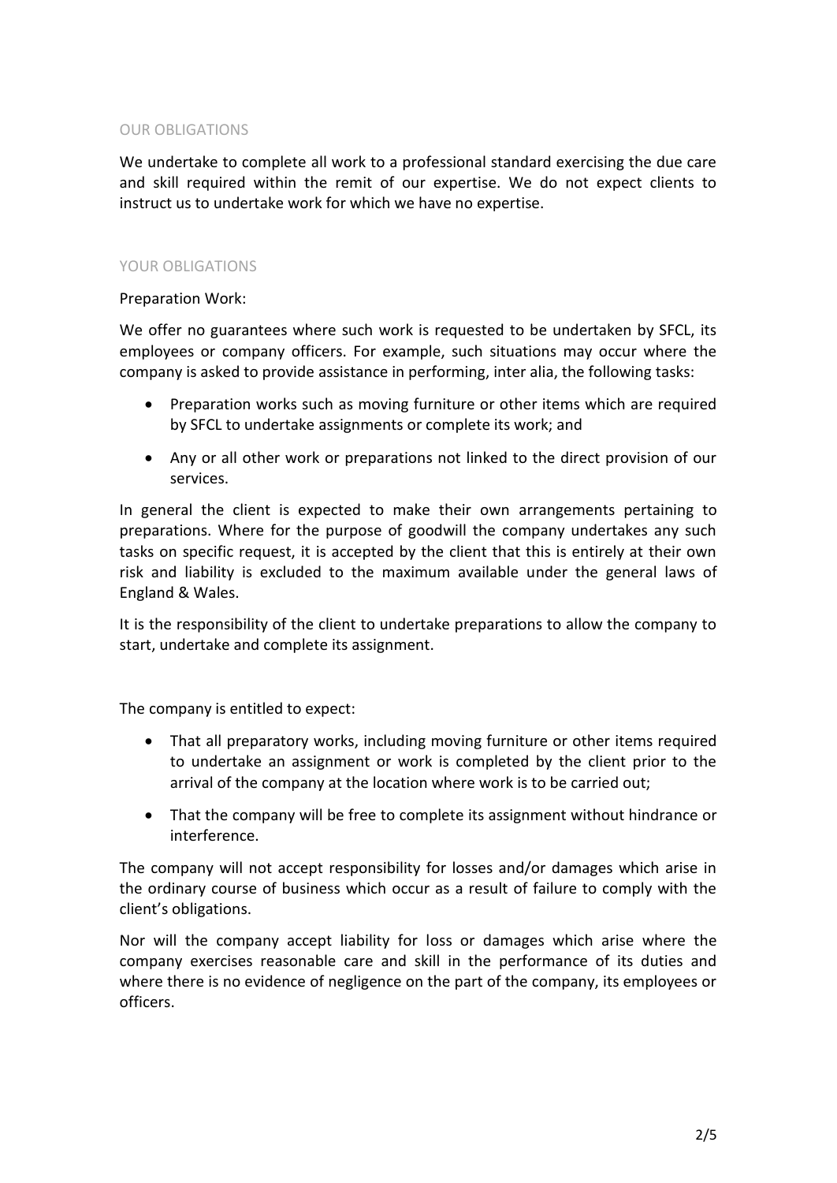## OUR OBLIGATIONS

We undertake to complete all work to a professional standard exercising the due care and skill required within the remit of our expertise. We do not expect clients to instruct us to undertake work for which we have no expertise.

## YOUR OBLIGATIONS

Preparation Work:

We offer no guarantees where such work is requested to be undertaken by SFCL, its employees or company officers. For example, such situations may occur where the company is asked to provide assistance in performing, inter alia, the following tasks:

- Preparation works such as moving furniture or other items which are required by SFCL to undertake assignments or complete its work; and
- Any or all other work or preparations not linked to the direct provision of our services.

In general the client is expected to make their own arrangements pertaining to preparations. Where for the purpose of goodwill the company undertakes any such tasks on specific request, it is accepted by the client that this is entirely at their own risk and liability is excluded to the maximum available under the general laws of England & Wales.

It is the responsibility of the client to undertake preparations to allow the company to start, undertake and complete its assignment.

The company is entitled to expect:

- That all preparatory works, including moving furniture or other items required to undertake an assignment or work is completed by the client prior to the arrival of the company at the location where work is to be carried out;
- That the company will be free to complete its assignment without hindrance or interference.

The company will not accept responsibility for losses and/or damages which arise in the ordinary course of business which occur as a result of failure to comply with the client's obligations.

Nor will the company accept liability for loss or damages which arise where the company exercises reasonable care and skill in the performance of its duties and where there is no evidence of negligence on the part of the company, its employees or officers.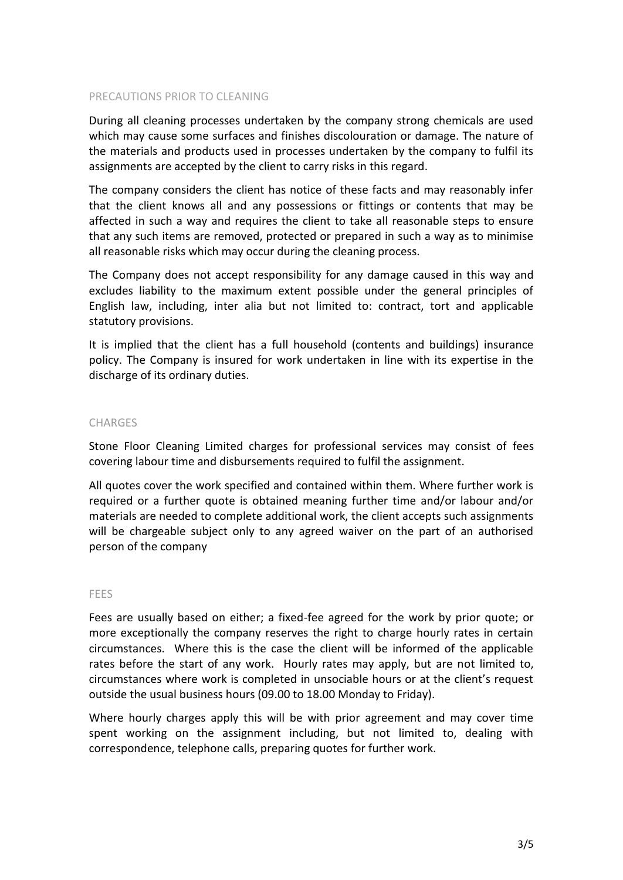## PRECAUTIONS PRIOR TO CLEANING

During all cleaning processes undertaken by the company strong chemicals are used which may cause some surfaces and finishes discolouration or damage. The nature of the materials and products used in processes undertaken by the company to fulfil its assignments are accepted by the client to carry risks in this regard.

The company considers the client has notice of these facts and may reasonably infer that the client knows all and any possessions or fittings or contents that may be affected in such a way and requires the client to take all reasonable steps to ensure that any such items are removed, protected or prepared in such a way as to minimise all reasonable risks which may occur during the cleaning process.

The Company does not accept responsibility for any damage caused in this way and excludes liability to the maximum extent possible under the general principles of English law, including, inter alia but not limited to: contract, tort and applicable statutory provisions.

It is implied that the client has a full household (contents and buildings) insurance policy. The Company is insured for work undertaken in line with its expertise in the discharge of its ordinary duties.

## CHARGES

Stone Floor Cleaning Limited charges for professional services may consist of fees covering labour time and disbursements required to fulfil the assignment.

All quotes cover the work specified and contained within them. Where further work is required or a further quote is obtained meaning further time and/or labour and/or materials are needed to complete additional work, the client accepts such assignments will be chargeable subject only to any agreed waiver on the part of an authorised person of the company

## FEES

Fees are usually based on either; a fixed-fee agreed for the work by prior quote; or more exceptionally the company reserves the right to charge hourly rates in certain circumstances. Where this is the case the client will be informed of the applicable rates before the start of any work. Hourly rates may apply, but are not limited to, circumstances where work is completed in unsociable hours or at the client's request outside the usual business hours (09.00 to 18.00 Monday to Friday).

Where hourly charges apply this will be with prior agreement and may cover time spent working on the assignment including, but not limited to, dealing with correspondence, telephone calls, preparing quotes for further work.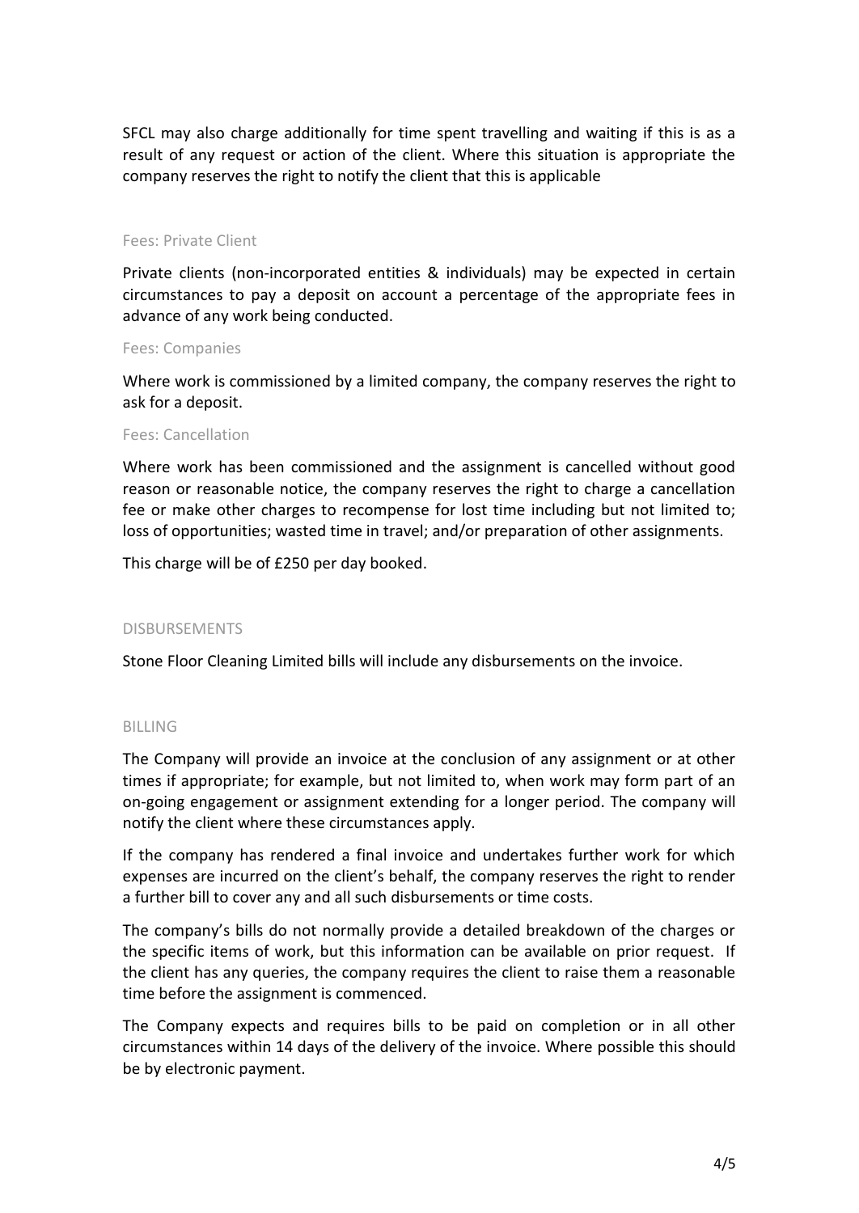SFCL may also charge additionally for time spent travelling and waiting if this is as a result of any request or action of the client. Where this situation is appropriate the company reserves the right to notify the client that this is applicable

### Fees: Private Client

Private clients (non-incorporated entities & individuals) may be expected in certain circumstances to pay a deposit on account a percentage of the appropriate fees in advance of any work being conducted.

### Fees: Companies

Where work is commissioned by a limited company, the company reserves the right to ask for a deposit.

### Fees: Cancellation

Where work has been commissioned and the assignment is cancelled without good reason or reasonable notice, the company reserves the right to charge a cancellation fee or make other charges to recompense for lost time including but not limited to; loss of opportunities; wasted time in travel; and/or preparation of other assignments.

This charge will be of £250 per day booked.

## DISBURSEMENTS

Stone Floor Cleaning Limited bills will include any disbursements on the invoice.

## BILLING

The Company will provide an invoice at the conclusion of any assignment or at other times if appropriate; for example, but not limited to, when work may form part of an on-going engagement or assignment extending for a longer period. The company will notify the client where these circumstances apply.

If the company has rendered a final invoice and undertakes further work for which expenses are incurred on the client's behalf, the company reserves the right to render a further bill to cover any and all such disbursements or time costs.

The company's bills do not normally provide a detailed breakdown of the charges or the specific items of work, but this information can be available on prior request. If the client has any queries, the company requires the client to raise them a reasonable time before the assignment is commenced.

The Company expects and requires bills to be paid on completion or in all other circumstances within 14 days of the delivery of the invoice. Where possible this should be by electronic payment.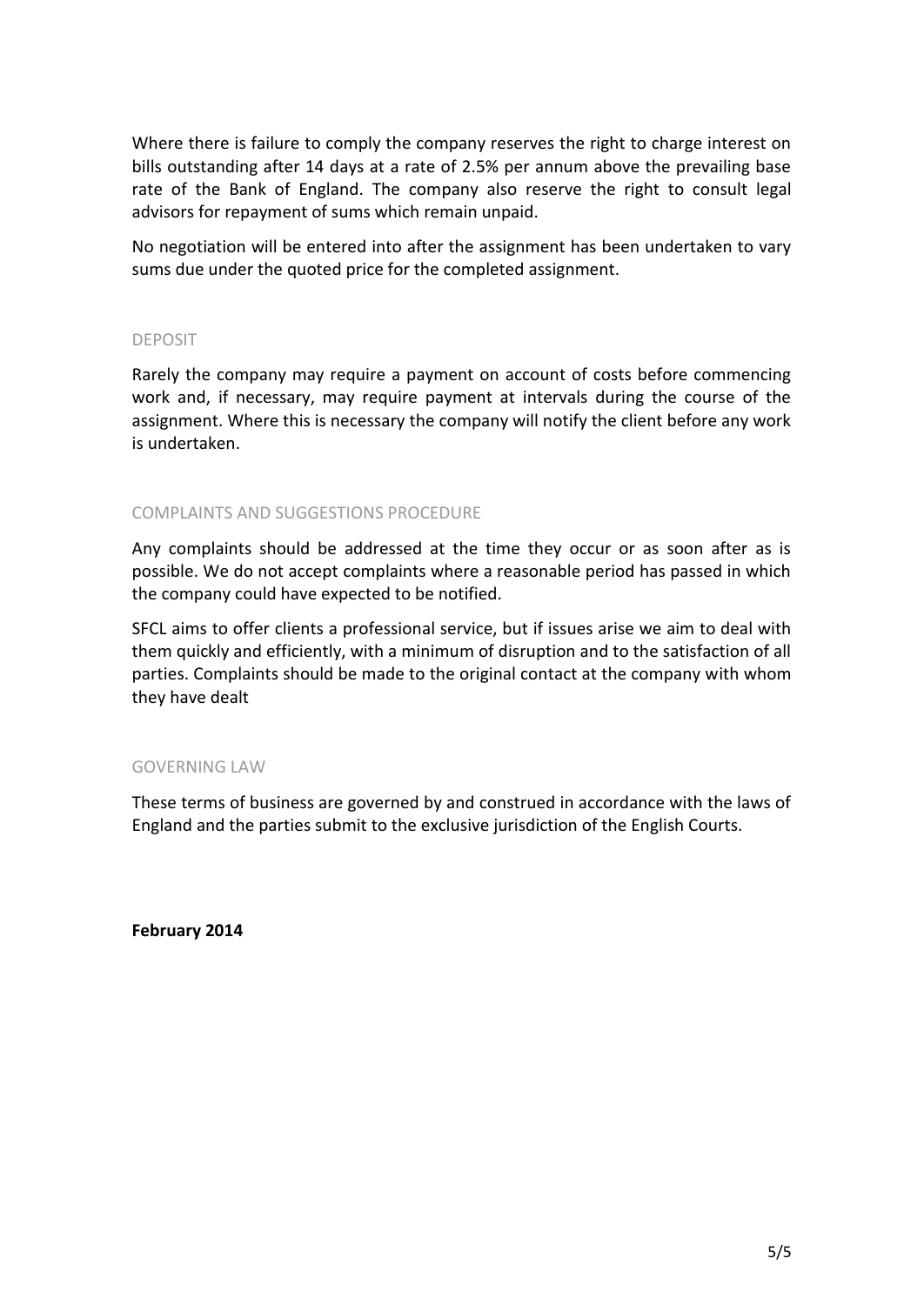Where there is failure to comply the company reserves the right to charge interest on bills outstanding after 14 days at a rate of 2.5% per annum above the prevailing base rate of the Bank of England. The company also reserve the right to consult legal advisors for repayment of sums which remain unpaid.

No negotiation will be entered into after the assignment has been undertaken to vary sums due under the quoted price for the completed assignment.

## DEPOSIT

Rarely the company may require a payment on account of costs before commencing work and, if necessary, may require payment at intervals during the course of the assignment. Where this is necessary the company will notify the client before any work is undertaken.

## COMPLAINTS AND SUGGESTIONS PROCEDURE

Any complaints should be addressed at the time they occur or as soon after as is possible. We do not accept complaints where a reasonable period has passed in which the company could have expected to be notified.

SFCL aims to offer clients a professional service, but if issues arise we aim to deal with them quickly and efficiently, with a minimum of disruption and to the satisfaction of all parties. Complaints should be made to the original contact at the company with whom they have dealt

## GOVERNING LAW

These terms of business are governed by and construed in accordance with the laws of England and the parties submit to the exclusive jurisdiction of the English Courts.

**February 2014**